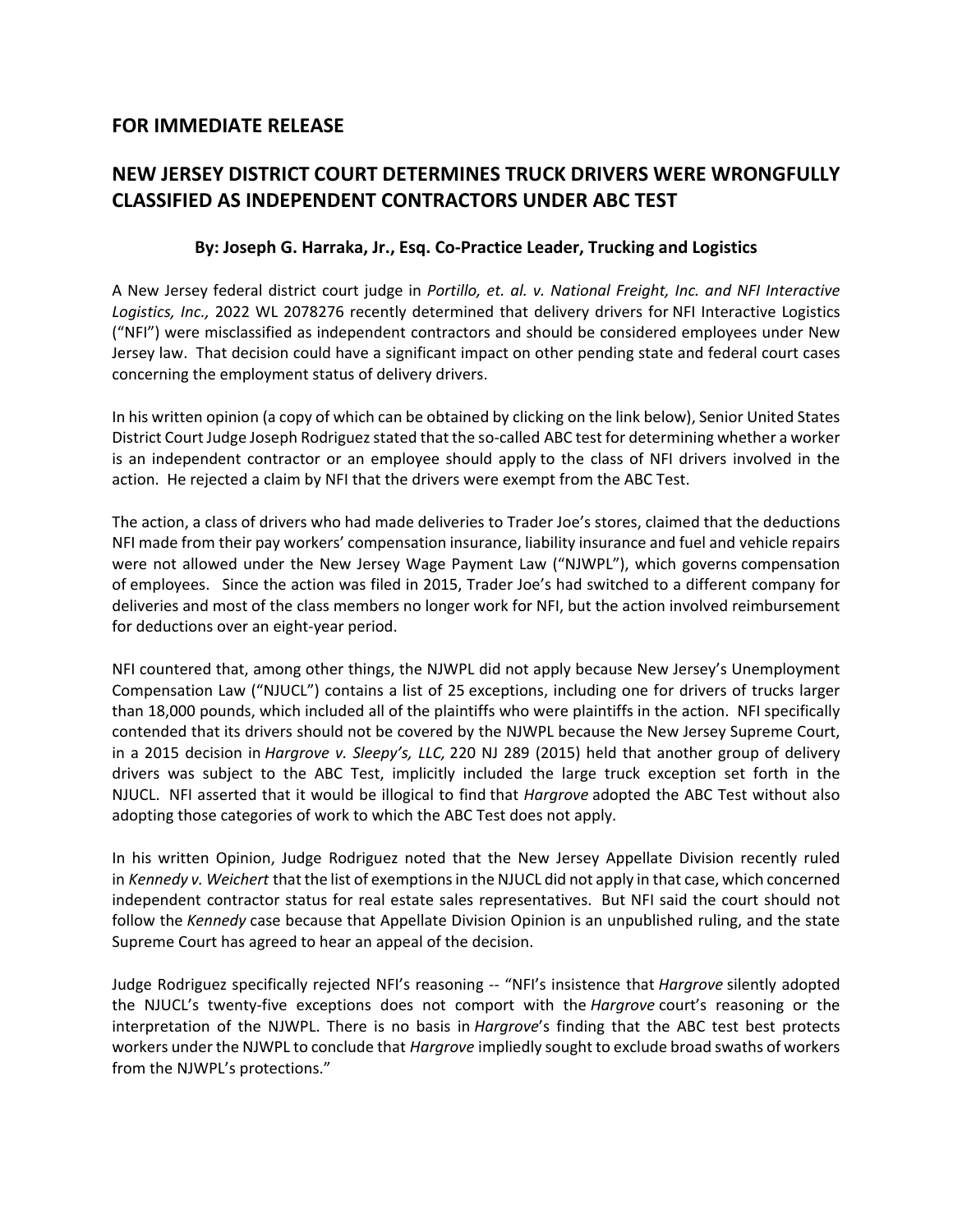**FOR IMMEDIATE RELEASE**

## NEW JERSEY DISTRICT COURT DETERMINES TRUCK DRIVERS WERE WRONGFULLY CLASSIFIED AS INDEPENDENT CONTRACTORS UNDER ABC TEST

**By: Joseph G. Harraka, Jr., Esq. Co-Practice Leader, Trucking and Logistics**

A New Jersey federal district court judge in *Portillo, et. al. v. National Freight, Inc. and NFI Interactive Logistics, Inc.,* 2022 WL 2078276 recently determined that delivery drivers for NFI Interactive Logistics ("NFI") were misclassified as independent contractors and should be considered employees under New Jersey law. That decision could have a significant impact on other pending state and federal court cases concerning the employment status of delivery drivers.

In his written opinion (a copy of which can be obtained by clicking on the link below), Senior United States District Court Judge Joseph Rodriguez stated that the so-called ABC test for determining whether a worker is an independent contractor or an employee should apply to the class of NFI drivers involved in the action. He rejected a claim by NFI that the drivers were exempt from the ABC Test.

The action, a class of drivers who had made deliveries to Trader Joe's stores, claimed that the deductions NFI made from their pay workers' compensation insurance, liability insurance and fuel and vehicle repairs were not allowed under the New Jersey Wage Payment Law ("NJWPL"), which governs compensation of employees. Since the action was filed in 2015, Trader Joe's had switched to a different company for deliveries and most of the class members no longer work for NFI, but the action involved reimbursement for deductions over an eight-year period.

NFI countered that, among other things, the NJWPL did not apply because New Jersey's Unemployment Compensation Law ("NJUCL") contains a list of 25 exceptions, including one for drivers of trucks larger than 18,000 pounds, which included all of the plaintiffs who were plaintiffs in the action. NFI specifically contended that its drivers should not be covered by the NJWPL because the New Jersey Supreme Court, in a 2015 decision in *Hargrove v. Sleepy's, LLC,* 220 NJ 289 (2015) held that another group of delivery drivers was subject to the ABC Test, implicitly included the large truck exception set forth in the NJUCL. NFI asserted that it would be illogical to find that *Hargrove* adopted the ABC Test without also adopting those categories of work to which the ABC Test does not apply.

In his written Opinion, Judge Rodriguez noted that the New Jersey Appellate Division recently ruled in *Kennedy v. Weichert* that the list of exemptions in the NJUCL did not apply in that case, which concerned independent contractor status for real estate sales representatives. But NFI said the court should not follow the *Kennedy* case because that Appellate Division Opinion is an unpublished ruling, and the state Supreme Court has agreed to hear an appeal of the decision.

Judge Rodriguez specifically rejected NFI's reasoning -- "NFI's insistence that *Hargrove* silently adopted the NJUCL's twenty-five exceptions does not comport with the *Hargrove* court's reasoning or the interpretation of the NJWPL. There is no basis in *Hargrove*'s finding that the ABC test best protects workers under the NJWPL to conclude that *Hargrove* impliedly sought to exclude broad swaths of workers from the NJWPL's protections."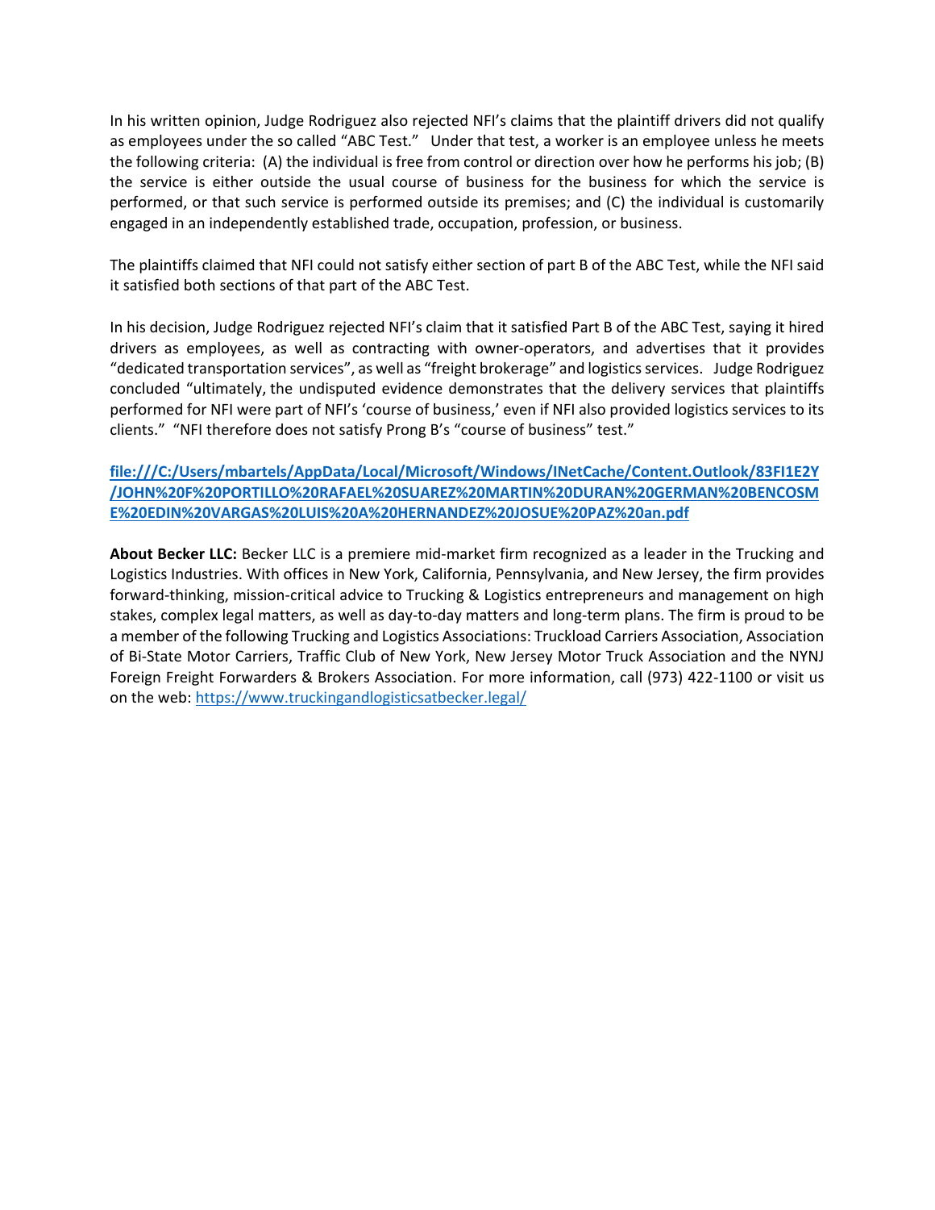In his written opinion, Judge Rodriguez also rejected NFI's claims that the plaintiff drivers did not qualify as employees under the so called "ABC Test." Under that test, a worker is an employee unless he meets the following criteria: (A) the individual is free from control or direction over how he performs his job; (B) the service is either outside the usual course of business for the business for which the service is performed, or that such service is performed outside its premises; and (C) the individual is customarily engaged in an independently established trade, occupation, profession, or business.

The plaintiffs claimed that NFI could not satisfy either section of part B of the ABC Test, while the NFI said it satisfied both sections of that part of the ABC Test.

In his decision, Judge Rodriguez rejected NFI's claim that it satisfied Part B of the ABC Test, saying it hired drivers as employees, as well as contracting with owner-operators, and advertises that it provides "dedicated transportation services", as well as "freight brokerage" and logistics services. Judge Rodriguez concluded "ultimately, the undisputed evidence demonstrates that the delivery services that plaintiffs performed for NFI were part of NFI's 'course of business,' even if NFI also provided logistics services to its clients." "NFI therefore does not satisfy Prong B's "course of business" test."

**file:///C:/Users/mbartels/AppData/Local/Microsoft/Windows/INetCache/Content.Outlook/83FI1E2Y/JOHN%20F%20PORTILLO%20RAFAEL%20SUAREZ%20MARTIN%20DURAN%20GERMAN%20BENCOSME%20EDIN%20VARGAS%20LUIS%20A%20HERNANDEZ%20JOSUE%20PAZ%20an.pdf**

**About Becker LLC:** Becker LLC is a premiere mid-market firm recognized as a leader in the Trucking and Logistics Industries. With offices in New York, California, Pennsylvania, and New Jersey, the firm provides forward-thinking, mission-critical advice to Trucking & Logistics entrepreneurs and management on high stakes, complex legal matters, as well as day-to-day matters and long-term plans. The firm is proud to be a member of the following Trucking and Logistics Associations: Truckload Carriers Association, Association of Bi-State Motor Carriers, Traffic Club of New York, New Jersey Motor Truck Association and the NYNJ Foreign Freight Forwarders & Brokers Association. For more information, call (973) 422-1100 or visit us on the web: https://www.truckingandlogisticsatbecker.legal/